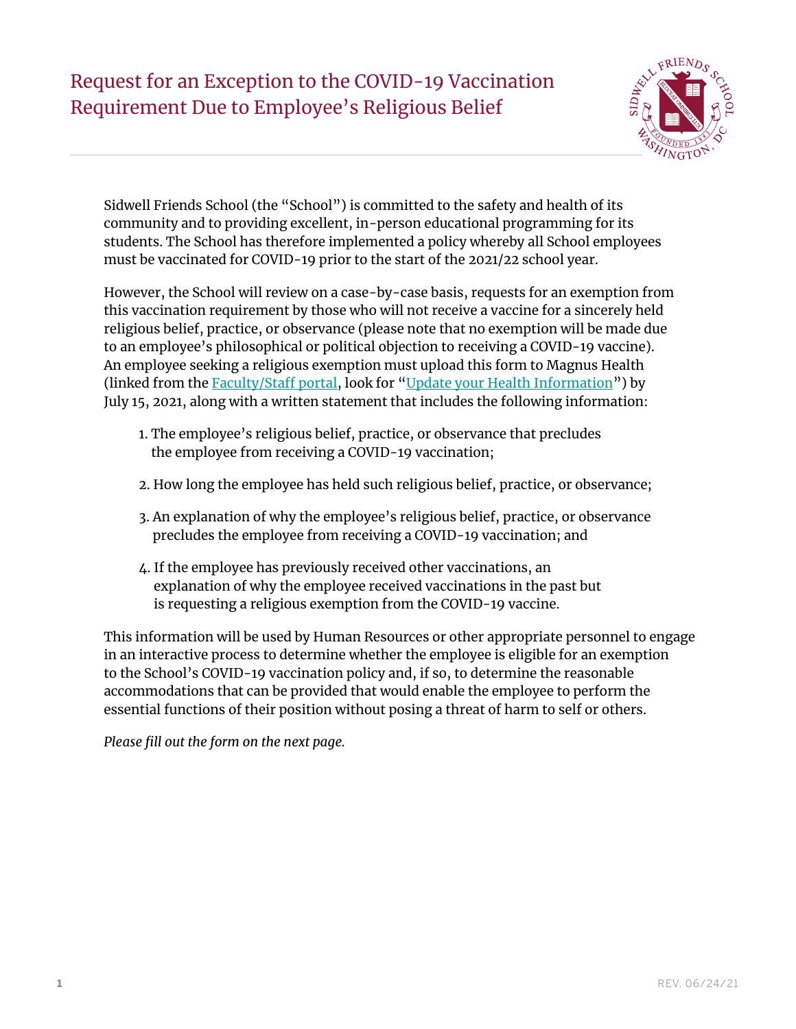# Request for an Exception to the COVID-19 Vaccination Requirement Due to Employee's Religious Belief

Sidwell Friends School (the "School") is committed to the safety and health of its community and to providing excellent, in-person educational programming for its students. The School has therefore implemented a policy whereby all School employees must be vaccinated for COVID-19 prior to the start of the 2021/22 school year.

However, the School will review on a case-by-case basis, requests for an exemption from this vaccination requirement by those who will not receive a vaccine for a sincerely held religious belief, practice, or observance (please note that no exemption will be made due to an employee's philosophical or political objection to receiving a COVID-19 vaccine). An employee seeking a religious exemption must upload this form to Magnus Health (linked from the Faculty/Staff portal, look for "Update your Health Information") by July 15, 2021, along with a written statement that includes the following information:

1. The employee's religious belief, practice, or observance that precludes the employee from receiving a COVID-19 vaccination;
2. How long the employee has held such religious belief, practice, or observance;
3. An explanation of why the employee's religious belief, practice, or observance precludes the employee from receiving a COVID-19 vaccination; and
4. If the employee has previously received other vaccinations, an explanation of why the employee received vaccinations in the past but is requesting a religious exemption from the COVID-19 vaccine.

This information will be used by Human Resources or other appropriate personnel to engage in an interactive process to determine whether the employee is eligible for an exemption to the School's COVID-19 vaccination policy and, if so, to determine the reasonable accommodations that can be provided that would enable the employee to perform the essential functions of their position without posing a threat of harm to self or others.

*Please fill out the form on the next page.*

REV. 06/24/21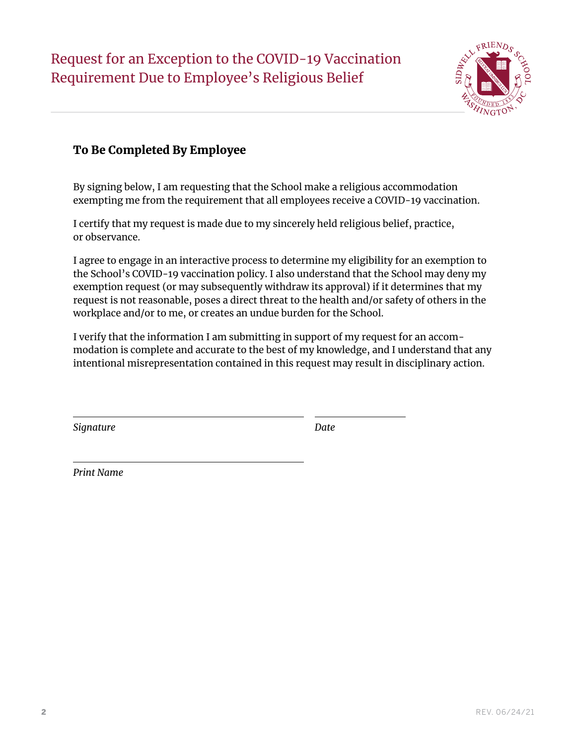# Request for an Exception to the COVID-19 Vaccination Requirement Due to Employee's Religious Belief

## To Be Completed By Employee

By signing below, I am requesting that the School make a religious accommodation exempting me from the requirement that all employees receive a COVID-19 vaccination.

I certify that my request is made due to my sincerely held religious belief, practice, or observance.

I agree to engage in an interactive process to determine my eligibility for an exemption to the School's COVID-19 vaccination policy. I also understand that the School may deny my exemption request (or may subsequently withdraw its approval) if it determines that my request is not reasonable, poses a direct threat to the health and/or safety of others in the workplace and/or to me, or creates an undue burden for the School.

I verify that the information I am submitting in support of my request for an accommodation is complete and accurate to the best of my knowledge, and I understand that any intentional misrepresentation contained in this request may result in disciplinary action.

\_\_\_\_\_\_\_\_\_\_\_\_\_\_\_\_\_\_\_\_\_\_\_\_\_\_\_\_\_\_\_\_\_\_\_\_ \_\_\_\_\_\_\_\_\_\_\_\_\_\_\_\_

*Signature* *Date*

\_\_\_\_\_\_\_\_\_\_\_\_\_\_\_\_\_\_\_\_\_\_\_\_\_\_\_\_\_\_\_\_\_\_\_\_

*Print Name*

REV. 06/24/21